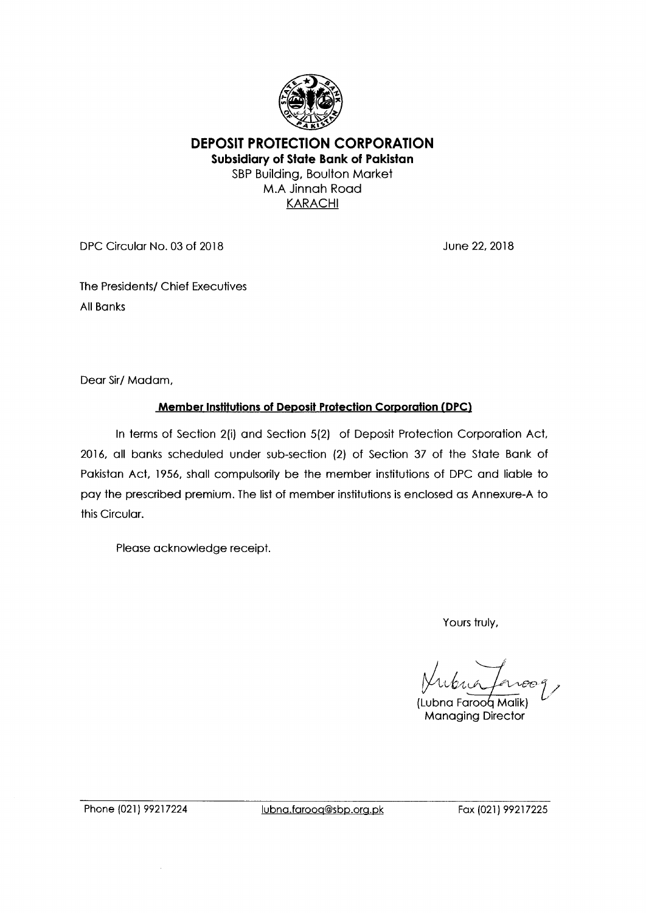# DEPOSIT PROTECTION CORPORATION

**Subsidiary of State Bank of Pakistan**

SBP Building, Boulton Market
M.A Jinnah Road
KARACHI

DPC Circular No. 03 of 2018

June 22, 2018

The Presidents/ Chief Executives
All Banks

Dear Sir/ Madam,

**Member Institutions of Deposit Protection Corporation (DPC)**

In terms of Section 2(i) and Section 5(2) of Deposit Protection Corporation Act, 2016, all banks scheduled under sub-section (2) of Section 37 of the State Bank of Pakistan Act, 1956, shall compulsorily be the member institutions of DPC and liable to pay the prescribed premium. The list of member institutions is enclosed as Annexure-A to this Circular.

Please acknowledge receipt.

Yours truly,

(Lubna Farooq Malik)
Managing Director

Phone (021) 99217224 lubna.farooq@sbp.org.pk Fax (021) 99217225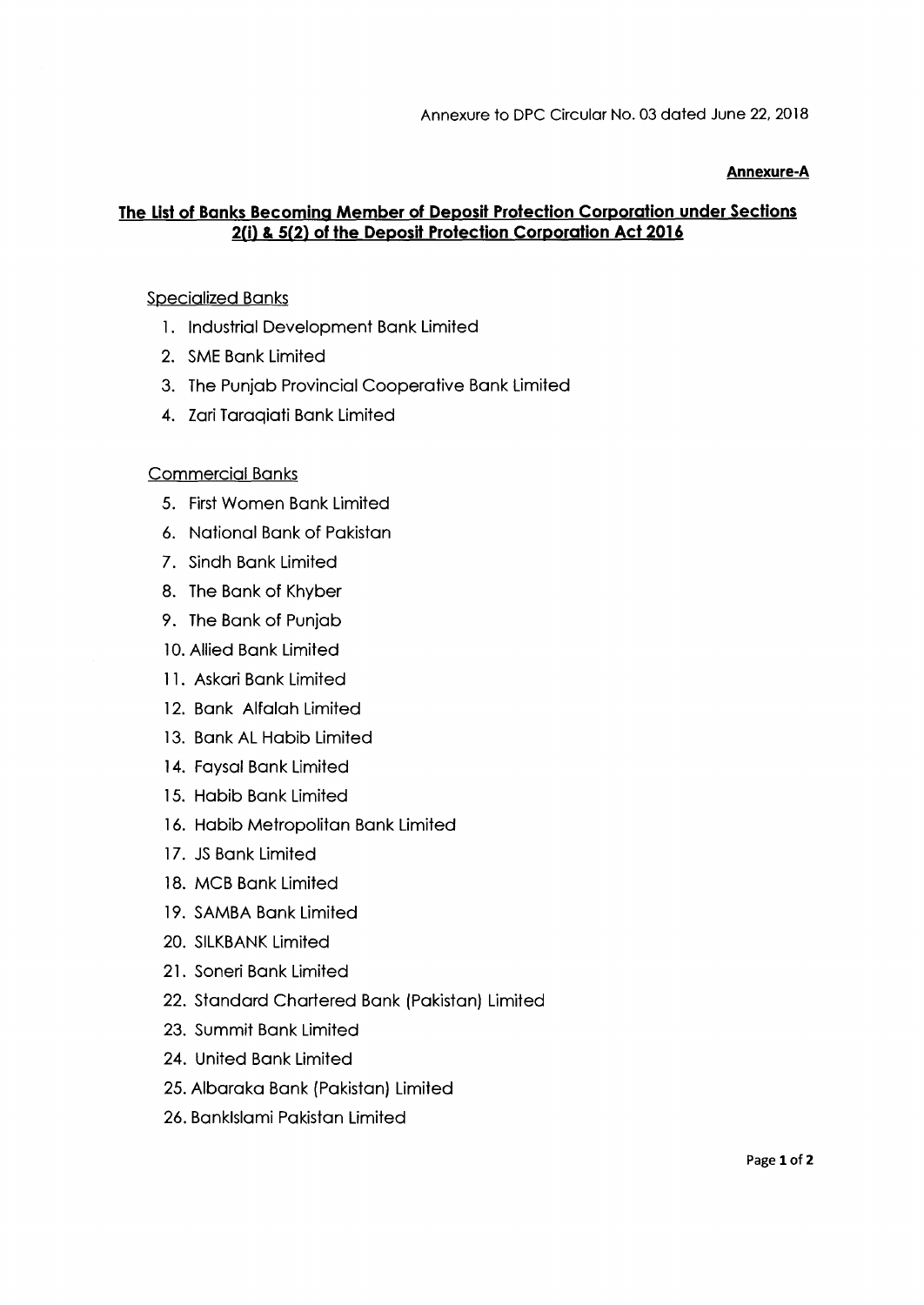Annexure to DPC Circular No. 03 dated June 22, 2018

**Annexure-A**

## The List of Banks Becoming Member of Deposit Protection Corporation under Sections 2(i) & 5(2) of the Deposit Protection Corporation Act 2016

Specialized Banks

1. Industrial Development Bank Limited
2. SME Bank Limited
3. The Punjab Provincial Cooperative Bank Limited
4. Zari Taraqiati Bank Limited

Commercial Banks

5. First Women Bank Limited
6. National Bank of Pakistan
7. Sindh Bank Limited
8. The Bank of Khyber
9. The Bank of Punjab
10. Allied Bank Limited
11. Askari Bank Limited
12. Bank Alfalah Limited
13. Bank AL Habib Limited
14. Faysal Bank Limited
15. Habib Bank Limited
16. Habib Metropolitan Bank Limited
17. JS Bank Limited
18. MCB Bank Limited
19. SAMBA Bank Limited
20. SILKBANK Limited
21. Soneri Bank Limited
22. Standard Chartered Bank (Pakistan) Limited
23. Summit Bank Limited
24. United Bank Limited
25. Albaraka Bank (Pakistan) Limited
26. BankIslami Pakistan Limited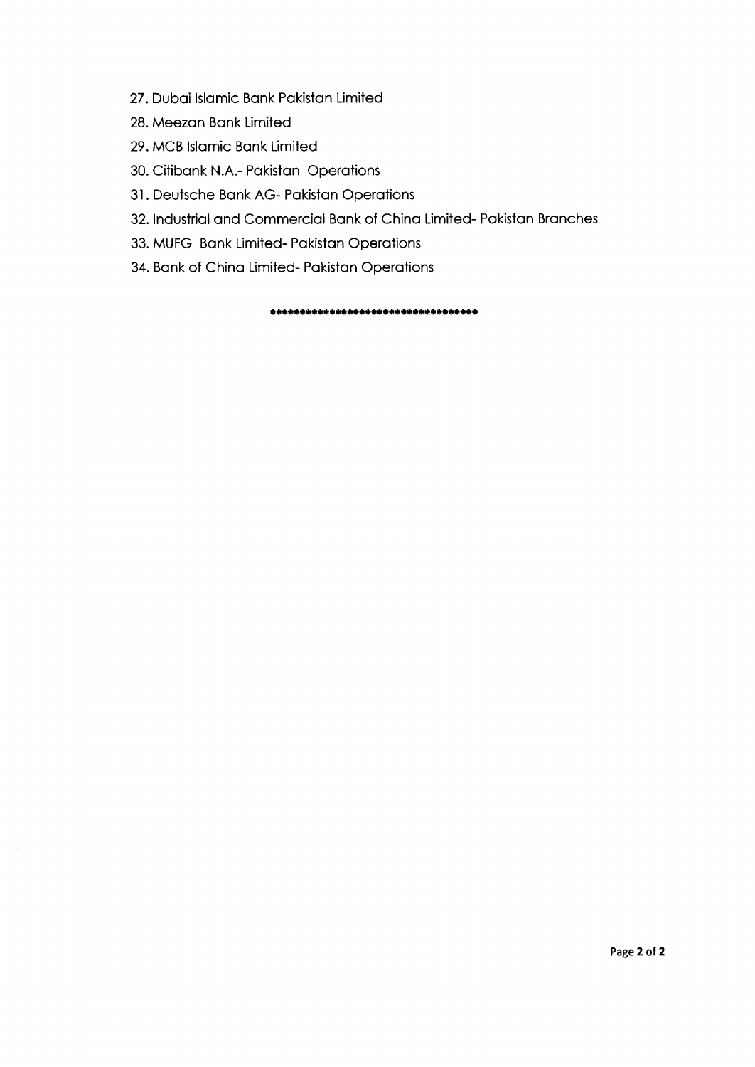27. Dubai Islamic Bank Pakistan Limited
28. Meezan Bank Limited
29. MCB Islamic Bank Limited
30. Citibank N.A.- Pakistan Operations
31. Deutsche Bank AG- Pakistan Operations
32. Industrial and Commercial Bank of China Limited- Pakistan Branches
33. MUFG Bank Limited- Pakistan Operations
34. Bank of China Limited- Pakistan Operations

************************************